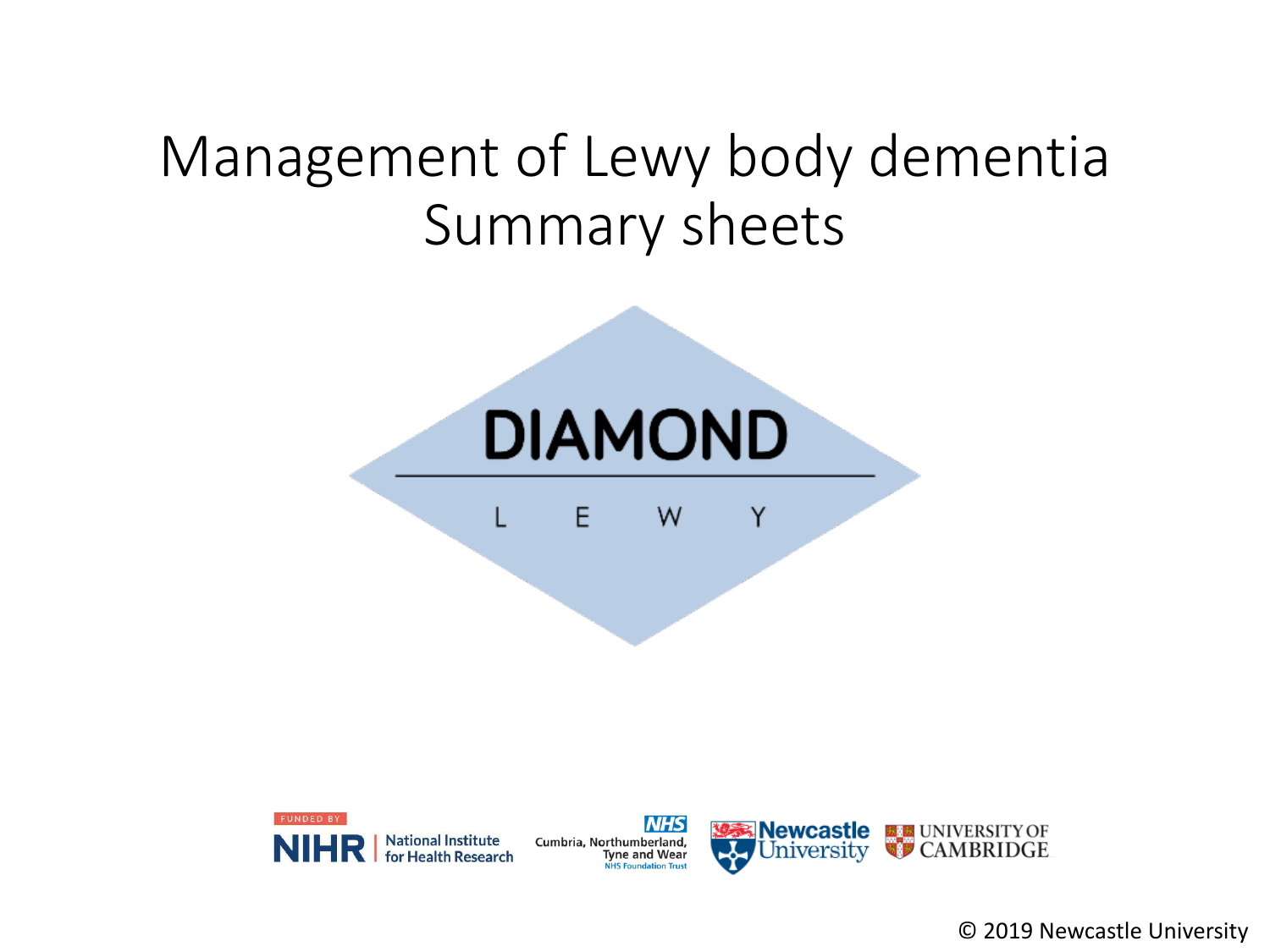# Management of Lewy body dementia
## Summary sheets

DIAMOND

LEWY

FUNDED BY NIHR | National Institute for Health Research

NHS Cumbria, Northumberland, Tyne and Wear NHS Foundation Trust

Newcastle University

UNIVERSITY OF CAMBRIDGE

© 2019 Newcastle University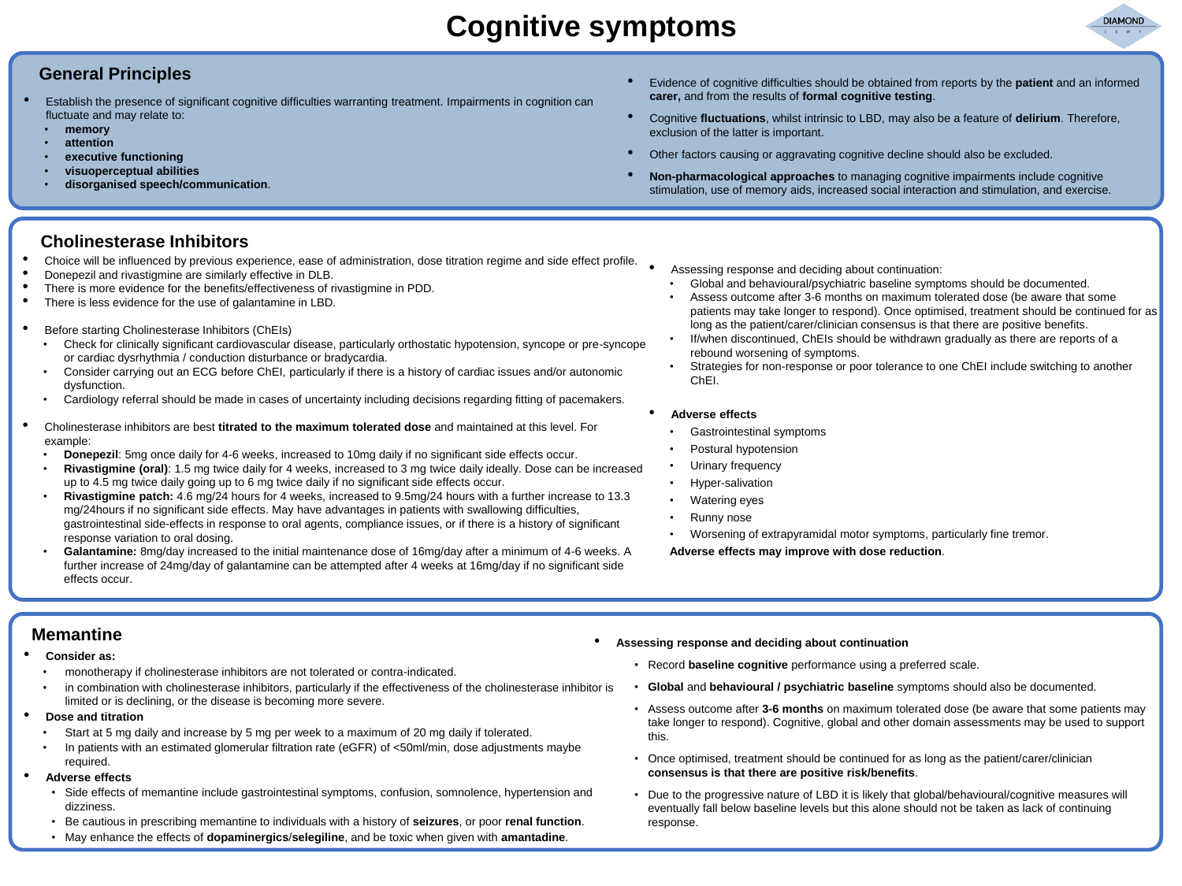# Cognitive symptoms

## General Principles

- Establish the presence of significant cognitive difficulties warranting treatment. Impairments in cognition can fluctuate and may relate to:
  - **memory**
  - **attention**
  - **executive functioning**
  - **visuoperceptual abilities**
  - **disorganised speech/communication**.
- Evidence of cognitive difficulties should be obtained from reports by the **patient** and an informed **carer,** and from the results of **formal cognitive testing**.
- Cognitive **fluctuations**, whilst intrinsic to LBD, may also be a feature of **delirium**. Therefore, exclusion of the latter is important.
- Other factors causing or aggravating cognitive decline should also be excluded.
- **Non-pharmacological approaches** to managing cognitive impairments include cognitive stimulation, use of memory aids, increased social interaction and stimulation, and exercise.

## Cholinesterase Inhibitors

- Choice will be influenced by previous experience, ease of administration, dose titration regime and side effect profile.
- Donepezil and rivastigmine are similarly effective in DLB.
- There is more evidence for the benefits/effectiveness of rivastigmine in PDD.
- There is less evidence for the use of galantamine in LBD.

- Before starting Cholinesterase Inhibitors (ChEIs)
  - Check for clinically significant cardiovascular disease, particularly orthostatic hypotension, syncope or pre-syncope or cardiac dysrhythmia / conduction disturbance or bradycardia.
  - Consider carrying out an ECG before ChEI, particularly if there is a history of cardiac issues and/or autonomic dysfunction.
  - Cardiology referral should be made in cases of uncertainty including decisions regarding fitting of pacemakers.

- Cholinesterase inhibitors are best **titrated to the maximum tolerated dose** and maintained at this level. For example:
  - **Donepezil**: 5mg once daily for 4-6 weeks, increased to 10mg daily if no significant side effects occur.
  - **Rivastigmine (oral)**: 1.5 mg twice daily for 4 weeks, increased to 3 mg twice daily ideally. Dose can be increased up to 4.5 mg twice daily going up to 6 mg twice daily if no significant side effects occur.
  - **Rivastigmine patch:** 4.6 mg/24 hours for 4 weeks, increased to 9.5mg/24 hours with a further increase to 13.3 mg/24hours if no significant side effects. May have advantages in patients with swallowing difficulties, gastrointestinal side-effects in response to oral agents, compliance issues, or if there is a history of significant response variation to oral dosing.
  - **Galantamine:** 8mg/day increased to the initial maintenance dose of 16mg/day after a minimum of 4-6 weeks. A further increase of 24mg/day of galantamine can be attempted after 4 weeks at 16mg/day if no significant side effects occur.

- Assessing response and deciding about continuation:
  - Global and behavioural/psychiatric baseline symptoms should be documented.
  - Assess outcome after 3-6 months on maximum tolerated dose (be aware that some patients may take longer to respond). Once optimised, treatment should be continued for as long as the patient/carer/clinician consensus is that there are positive benefits.
  - If/when discontinued, ChEIs should be withdrawn gradually as there are reports of a rebound worsening of symptoms.
  - Strategies for non-response or poor tolerance to one ChEI include switching to another ChEI.

- **Adverse effects**
  - Gastrointestinal symptoms
  - Postural hypotension
  - Urinary frequency
  - Hyper-salivation
  - Watering eyes
  - Runny nose
  - Worsening of extrapyramidal motor symptoms, particularly fine tremor.

  **Adverse effects may improve with dose reduction**.

## Memantine

- **Consider as:**
  - monotherapy if cholinesterase inhibitors are not tolerated or contra-indicated.
  - in combination with cholinesterase inhibitors, particularly if the effectiveness of the cholinesterase inhibitor is limited or is declining, or the disease is becoming more severe.
- **Dose and titration**
  - Start at 5 mg daily and increase by 5 mg per week to a maximum of 20 mg daily if tolerated.
  - In patients with an estimated glomerular filtration rate (eGFR) of <50ml/min, dose adjustments maybe required.
- **Adverse effects**
  - Side effects of memantine include gastrointestinal symptoms, confusion, somnolence, hypertension and dizziness.
  - Be cautious in prescribing memantine to individuals with a history of **seizures**, or poor **renal function**.
  - May enhance the effects of **dopaminergics**/**selegiline**, and be toxic when given with **amantadine**.

- **Assessing response and deciding about continuation**
  - Record **baseline cognitive** performance using a preferred scale.
  - **Global** and **behavioural / psychiatric baseline** symptoms should also be documented.
  - Assess outcome after **3-6 months** on maximum tolerated dose (be aware that some patients may take longer to respond). Cognitive, global and other domain assessments may be used to support this.
  - Once optimised, treatment should be continued for as long as the patient/carer/clinician **consensus is that there are positive risk/benefits**.
  - Due to the progressive nature of LBD it is likely that global/behavioural/cognitive measures will eventually fall below baseline levels but this alone should not be taken as lack of continuing response.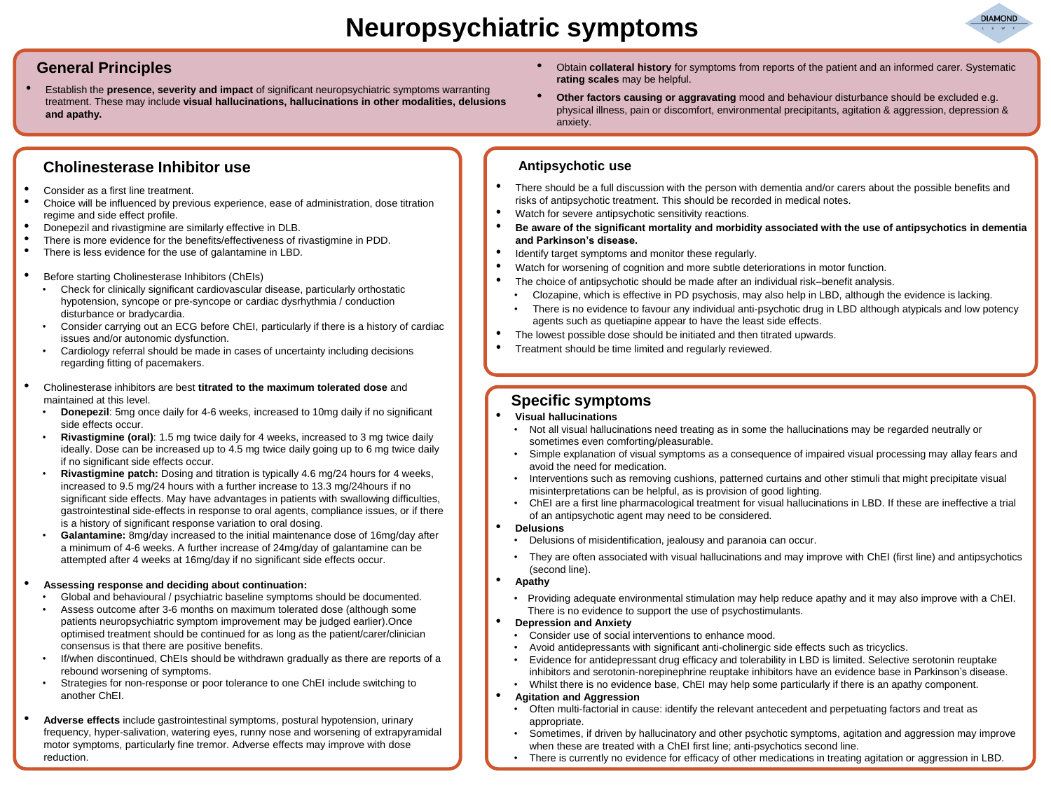# Neuropsychiatric symptoms

## General Principles

- Establish the **presence, severity and impact** of significant neuropsychiatric symptoms warranting treatment. These may include **visual hallucinations, hallucinations in other modalities, delusions and apathy.**
- Obtain **collateral history** for symptoms from reports of the patient and an informed carer. Systematic **rating scales** may be helpful.
- **Other factors causing or aggravating** mood and behaviour disturbance should be excluded e.g. physical illness, pain or discomfort, environmental precipitants, agitation & aggression, depression & anxiety.

## Cholinesterase Inhibitor use

- Consider as a first line treatment.
- Choice will be influenced by previous experience, ease of administration, dose titration regime and side effect profile.
- Donepezil and rivastigmine are similarly effective in DLB.
- There is more evidence for the benefits/effectiveness of rivastigmine in PDD.
- There is less evidence for the use of galantamine in LBD.

- Before starting Cholinesterase Inhibitors (ChEIs)
  - Check for clinically significant cardiovascular disease, particularly orthostatic hypotension, syncope or pre-syncope or cardiac dysrhythmia / conduction disturbance or bradycardia.
  - Consider carrying out an ECG before ChEI, particularly if there is a history of cardiac issues and/or autonomic dysfunction.
  - Cardiology referral should be made in cases of uncertainty including decisions regarding fitting of pacemakers.

- Cholinesterase inhibitors are best **titrated to the maximum tolerated dose** and maintained at this level.
  - **Donepezil**: 5mg once daily for 4-6 weeks, increased to 10mg daily if no significant side effects occur.
  - **Rivastigmine (oral)**: 1.5 mg twice daily for 4 weeks, increased to 3 mg twice daily ideally. Dose can be increased up to 4.5 mg twice daily going up to 6 mg twice daily if no significant side effects occur.
  - **Rivastigmine patch:** Dosing and titration is typically 4.6 mg/24 hours for 4 weeks, increased to 9.5 mg/24 hours with a further increase to 13.3 mg/24hours if no significant side effects. May have advantages in patients with swallowing difficulties, gastrointestinal side-effects in response to oral agents, compliance issues, or if there is a history of significant response variation to oral dosing.
  - **Galantamine:** 8mg/day increased to the initial maintenance dose of 16mg/day after a minimum of 4-6 weeks. A further increase of 24mg/day of galantamine can be attempted after 4 weeks at 16mg/day if no significant side effects occur.

- **Assessing response and deciding about continuation:**
  - Global and behavioural / psychiatric baseline symptoms should be documented.
  - Assess outcome after 3-6 months on maximum tolerated dose (although some patients neuropsychiatric symptom improvement may be judged earlier).Once optimised treatment should be continued for as long as the patient/carer/clinician consensus is that there are positive benefits.
  - If/when discontinued, ChEIs should be withdrawn gradually as there are reports of a rebound worsening of symptoms.
  - Strategies for non-response or poor tolerance to one ChEI include switching to another ChEI.

- **Adverse effects** include gastrointestinal symptoms, postural hypotension, urinary frequency, hyper-salivation, watering eyes, runny nose and worsening of extrapyramidal motor symptoms, particularly fine tremor. Adverse effects may improve with dose reduction.

## Antipsychotic use

- There should be a full discussion with the person with dementia and/or carers about the possible benefits and risks of antipsychotic treatment. This should be recorded in medical notes.
- Watch for severe antipsychotic sensitivity reactions.
- **Be aware of the significant mortality and morbidity associated with the use of antipsychotics in dementia and Parkinson's disease.**
- Identify target symptoms and monitor these regularly.
- Watch for worsening of cognition and more subtle deteriorations in motor function.
- The choice of antipsychotic should be made after an individual risk–benefit analysis.
  - Clozapine, which is effective in PD psychosis, may also help in LBD, although the evidence is lacking.
  - There is no evidence to favour any individual anti-psychotic drug in LBD although atypicals and low potency agents such as quetiapine appear to have the least side effects.
- The lowest possible dose should be initiated and then titrated upwards.
- Treatment should be time limited and regularly reviewed.

## Specific symptoms

- **Visual hallucinations**
  - Not all visual hallucinations need treating as in some the hallucinations may be regarded neutrally or sometimes even comforting/pleasurable.
  - Simple explanation of visual symptoms as a consequence of impaired visual processing may allay fears and avoid the need for medication.
  - Interventions such as removing cushions, patterned curtains and other stimuli that might precipitate visual misinterpretations can be helpful, as is provision of good lighting.
  - ChEI are a first line pharmacological treatment for visual hallucinations in LBD. If these are ineffective a trial of an antipsychotic agent may need to be considered.
- **Delusions**
  - Delusions of misidentification, jealousy and paranoia can occur.
  - They are often associated with visual hallucinations and may improve with ChEI (first line) and antipsychotics (second line).
- **Apathy**
  - Providing adequate environmental stimulation may help reduce apathy and it may also improve with a ChEI. There is no evidence to support the use of psychostimulants.
- **Depression and Anxiety**
  - Consider use of social interventions to enhance mood.
  - Avoid antidepressants with significant anti-cholinergic side effects such as tricyclics.
  - Evidence for antidepressant drug efficacy and tolerability in LBD is limited. Selective serotonin reuptake inhibitors and serotonin-norepinephrine reuptake inhibitors have an evidence base in Parkinson's disease.
  - Whilst there is no evidence base, ChEI may help some particularly if there is an apathy component.
- **Agitation and Aggression**
  - Often multi-factorial in cause: identify the relevant antecedent and perpetuating factors and treat as appropriate.
  - Sometimes, if driven by hallucinatory and other psychotic symptoms, agitation and aggression may improve when these are treated with a ChEI first line; anti-psychotics second line.
  - There is currently no evidence for efficacy of other medications in treating agitation or aggression in LBD.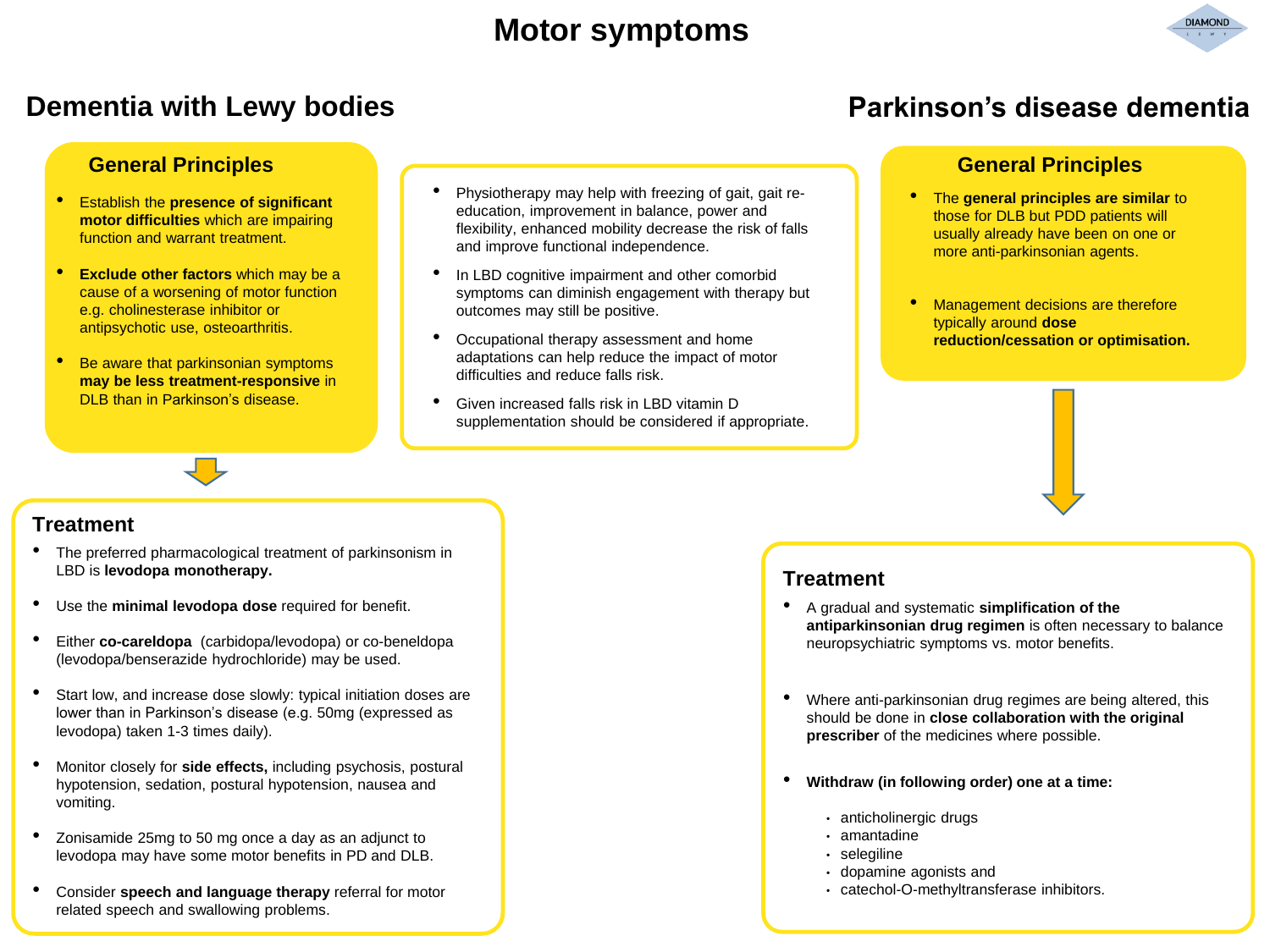# Motor symptoms

## Dementia with Lewy bodies

### General Principles

- Establish the **presence of significant motor difficulties** which are impairing function and warrant treatment.
- **Exclude other factors** which may be a cause of a worsening of motor function e.g. cholinesterase inhibitor or antipsychotic use, osteoarthritis.
- Be aware that parkinsonian symptoms **may be less treatment-responsive** in DLB than in Parkinson's disease.

### Treatment

- The preferred pharmacological treatment of parkinsonism in LBD is **levodopa monotherapy.**
- Use the **minimal levodopa dose** required for benefit.
- Either **co-careldopa** (carbidopa/levodopa) or co-beneldopa (levodopa/benserazide hydrochloride) may be used.
- Start low, and increase dose slowly: typical initiation doses are lower than in Parkinson's disease (e.g. 50mg (expressed as levodopa) taken 1-3 times daily).
- Monitor closely for **side effects,** including psychosis, postural hypotension, sedation, postural hypotension, nausea and vomiting.
- Zonisamide 25mg to 50 mg once a day as an adjunct to levodopa may have some motor benefits in PD and DLB.
- Consider **speech and language therapy** referral for motor related speech and swallowing problems.

---

- Physiotherapy may help with freezing of gait, gait re-education, improvement in balance, power and flexibility, enhanced mobility decrease the risk of falls and improve functional independence.
- In LBD cognitive impairment and other comorbid symptoms can diminish engagement with therapy but outcomes may still be positive.
- Occupational therapy assessment and home adaptations can help reduce the impact of motor difficulties and reduce falls risk.
- Given increased falls risk in LBD vitamin D supplementation should be considered if appropriate.

---

## Parkinson's disease dementia

### General Principles

- The **general principles are similar** to those for DLB but PDD patients will usually already have been on one or more anti-parkinsonian agents.
- Management decisions are therefore typically around **dose reduction/cessation or optimisation.**

### Treatment

- A gradual and systematic **simplification of the antiparkinsonian drug regimen** is often necessary to balance neuropsychiatric symptoms vs. motor benefits.
- Where anti-parkinsonian drug regimes are being altered, this should be done in **close collaboration with the original prescriber** of the medicines where possible.
- **Withdraw (in following order) one at a time:**
  - anticholinergic drugs
  - amantadine
  - selegiline
  - dopamine agonists and
  - catechol-O-methyltransferase inhibitors.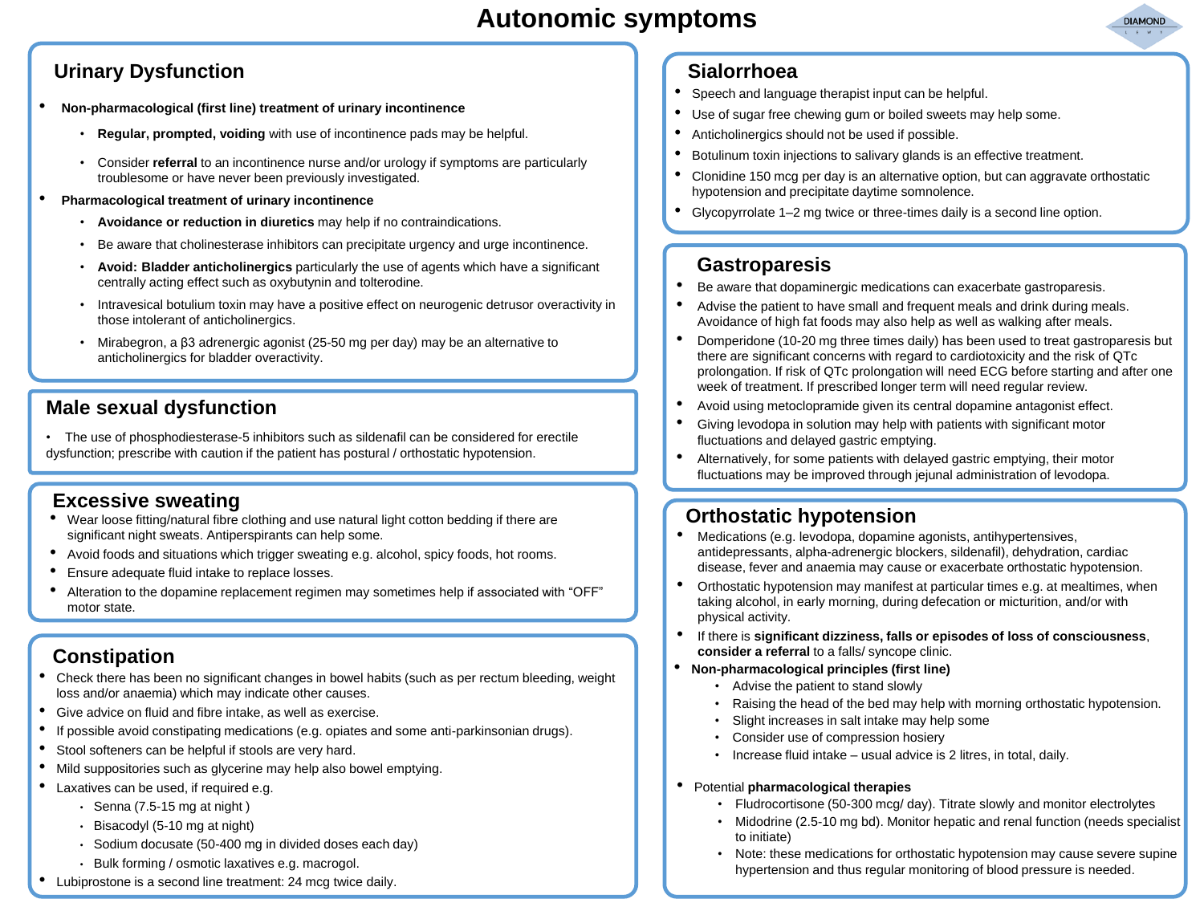# Autonomic symptoms

## Urinary Dysfunction

- **Non-pharmacological (first line) treatment of urinary incontinence**
  - **Regular, prompted, voiding** with use of incontinence pads may be helpful.
  - Consider **referral** to an incontinence nurse and/or urology if symptoms are particularly troublesome or have never been previously investigated.
- **Pharmacological treatment of urinary incontinence**
  - **Avoidance or reduction in diuretics** may help if no contraindications.
  - Be aware that cholinesterase inhibitors can precipitate urgency and urge incontinence.
  - **Avoid: Bladder anticholinergics** particularly the use of agents which have a significant centrally acting effect such as oxybutynin and tolterodine.
  - Intravesical botulium toxin may have a positive effect on neurogenic detrusor overactivity in those intolerant of anticholinergics.
  - Mirabegron, a β3 adrenergic agonist (25-50 mg per day) may be an alternative to anticholinergics for bladder overactivity.

## Male sexual dysfunction

- The use of phosphodiesterase-5 inhibitors such as sildenafil can be considered for erectile dysfunction; prescribe with caution if the patient has postural / orthostatic hypotension.

## Excessive sweating

- Wear loose fitting/natural fibre clothing and use natural light cotton bedding if there are significant night sweats. Antiperspirants can help some.
- Avoid foods and situations which trigger sweating e.g. alcohol, spicy foods, hot rooms.
- Ensure adequate fluid intake to replace losses.
- Alteration to the dopamine replacement regimen may sometimes help if associated with "OFF" motor state.

## Constipation

- Check there has been no significant changes in bowel habits (such as per rectum bleeding, weight loss and/or anaemia) which may indicate other causes.
- Give advice on fluid and fibre intake, as well as exercise.
- If possible avoid constipating medications (e.g. opiates and some anti-parkinsonian drugs).
- Stool softeners can be helpful if stools are very hard.
- Mild suppositories such as glycerine may help also bowel emptying.
- Laxatives can be used, if required e.g.
  - Senna (7.5-15 mg at night )
  - Bisacodyl (5-10 mg at night)
  - Sodium docusate (50-400 mg in divided doses each day)
  - Bulk forming / osmotic laxatives e.g. macrogol.
- Lubiprostone is a second line treatment: 24 mcg twice daily.

## Sialorrhoea

- Speech and language therapist input can be helpful.
- Use of sugar free chewing gum or boiled sweets may help some.
- Anticholinergics should not be used if possible.
- Botulinum toxin injections to salivary glands is an effective treatment.
- Clonidine 150 mcg per day is an alternative option, but can aggravate orthostatic hypotension and precipitate daytime somnolence.
- Glycopyrrolate 1–2 mg twice or three-times daily is a second line option.

## Gastroparesis

- Be aware that dopaminergic medications can exacerbate gastroparesis.
- Advise the patient to have small and frequent meals and drink during meals. Avoidance of high fat foods may also help as well as walking after meals.
- Domperidone (10-20 mg three times daily) has been used to treat gastroparesis but there are significant concerns with regard to cardiotoxicity and the risk of QTc prolongation. If risk of QTc prolongation will need ECG before starting and after one week of treatment. If prescribed longer term will need regular review.
- Avoid using metoclopramide given its central dopamine antagonist effect.
- Giving levodopa in solution may help with patients with significant motor fluctuations and delayed gastric emptying.
- Alternatively, for some patients with delayed gastric emptying, their motor fluctuations may be improved through jejunal administration of levodopa.

## Orthostatic hypotension

- Medications (e.g. levodopa, dopamine agonists, antihypertensives, antidepressants, alpha-adrenergic blockers, sildenafil), dehydration, cardiac disease, fever and anaemia may cause or exacerbate orthostatic hypotension.
- Orthostatic hypotension may manifest at particular times e.g. at mealtimes, when taking alcohol, in early morning, during defecation or micturition, and/or with physical activity.
- If there is **significant dizziness, falls or episodes of loss of consciousness**, **consider a referral** to a falls/ syncope clinic.
- **Non-pharmacological principles (first line)**
  - Advise the patient to stand slowly
  - Raising the head of the bed may help with morning orthostatic hypotension.
  - Slight increases in salt intake may help some
  - Consider use of compression hosiery
  - Increase fluid intake – usual advice is 2 litres, in total, daily.
- Potential **pharmacological therapies**
  - Fludrocortisone (50-300 mcg/ day). Titrate slowly and monitor electrolytes
  - Midodrine (2.5-10 mg bd). Monitor hepatic and renal function (needs specialist to initiate)
  - Note: these medications for orthostatic hypotension may cause severe supine hypertension and thus regular monitoring of blood pressure is needed.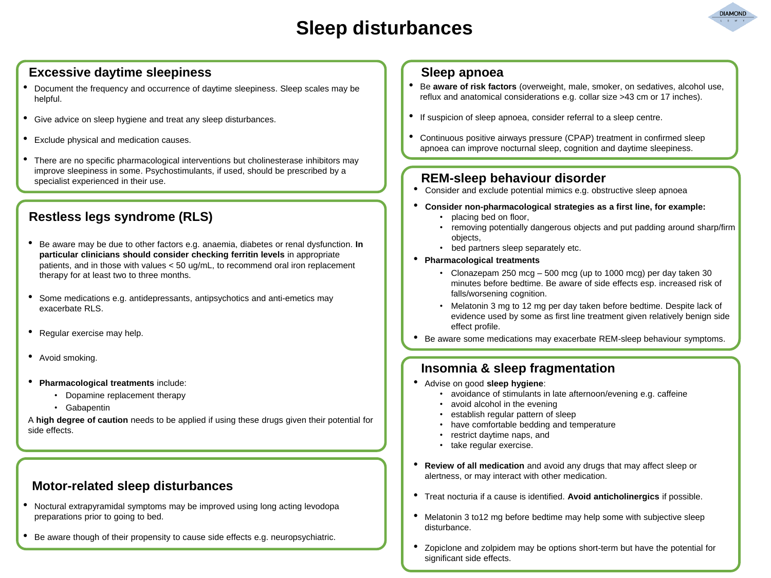# Sleep disturbances

## Excessive daytime sleepiness

- Document the frequency and occurrence of daytime sleepiness. Sleep scales may be helpful.
- Give advice on sleep hygiene and treat any sleep disturbances.
- Exclude physical and medication causes.
- There are no specific pharmacological interventions but cholinesterase inhibitors may improve sleepiness in some. Psychostimulants, if used, should be prescribed by a specialist experienced in their use.

## Restless legs syndrome (RLS)

- Be aware may be due to other factors e.g. anaemia, diabetes or renal dysfunction. **In particular clinicians should consider checking ferritin levels** in appropriate patients, and in those with values < 50 ug/mL, to recommend oral iron replacement therapy for at least two to three months.
- Some medications e.g. antidepressants, antipsychotics and anti-emetics may exacerbate RLS.
- Regular exercise may help.
- Avoid smoking.
- **Pharmacological treatments** include:
  - Dopamine replacement therapy
  - Gabapentin

A **high degree of caution** needs to be applied if using these drugs given their potential for side effects.

## Motor-related sleep disturbances

- Noctural extrapyramidal symptoms may be improved using long acting levodopa preparations prior to going to bed.
- Be aware though of their propensity to cause side effects e.g. neuropsychiatric.

## Sleep apnoea

- Be **aware of risk factors** (overweight, male, smoker, on sedatives, alcohol use, reflux and anatomical considerations e.g. collar size >43 cm or 17 inches).
- If suspicion of sleep apnoea, consider referral to a sleep centre.
- Continuous positive airways pressure (CPAP) treatment in confirmed sleep apnoea can improve nocturnal sleep, cognition and daytime sleepiness.

## REM-sleep behaviour disorder

- Consider and exclude potential mimics e.g. obstructive sleep apnoea
- **Consider non-pharmacological strategies as a first line, for example:**
  - placing bed on floor,
  - removing potentially dangerous objects and put padding around sharp/firm objects,
  - bed partners sleep separately etc.
- **Pharmacological treatments**
  - Clonazepam 250 mcg – 500 mcg (up to 1000 mcg) per day taken 30 minutes before bedtime. Be aware of side effects esp. increased risk of falls/worsening cognition.
  - Melatonin 3 mg to 12 mg per day taken before bedtime. Despite lack of evidence used by some as first line treatment given relatively benign side effect profile.
- Be aware some medications may exacerbate REM-sleep behaviour symptoms.

## Insomnia & sleep fragmentation

- Advise on good **sleep hygiene**:
  - avoidance of stimulants in late afternoon/evening e.g. caffeine
  - avoid alcohol in the evening
  - establish regular pattern of sleep
  - have comfortable bedding and temperature
  - restrict daytime naps, and
  - take regular exercise.
- **Review of all medication** and avoid any drugs that may affect sleep or alertness, or may interact with other medication.
- Treat nocturia if a cause is identified. **Avoid anticholinergics** if possible.
- Melatonin 3 to12 mg before bedtime may help some with subjective sleep disturbance.
- Zopiclone and zolpidem may be options short-term but have the potential for significant side effects.